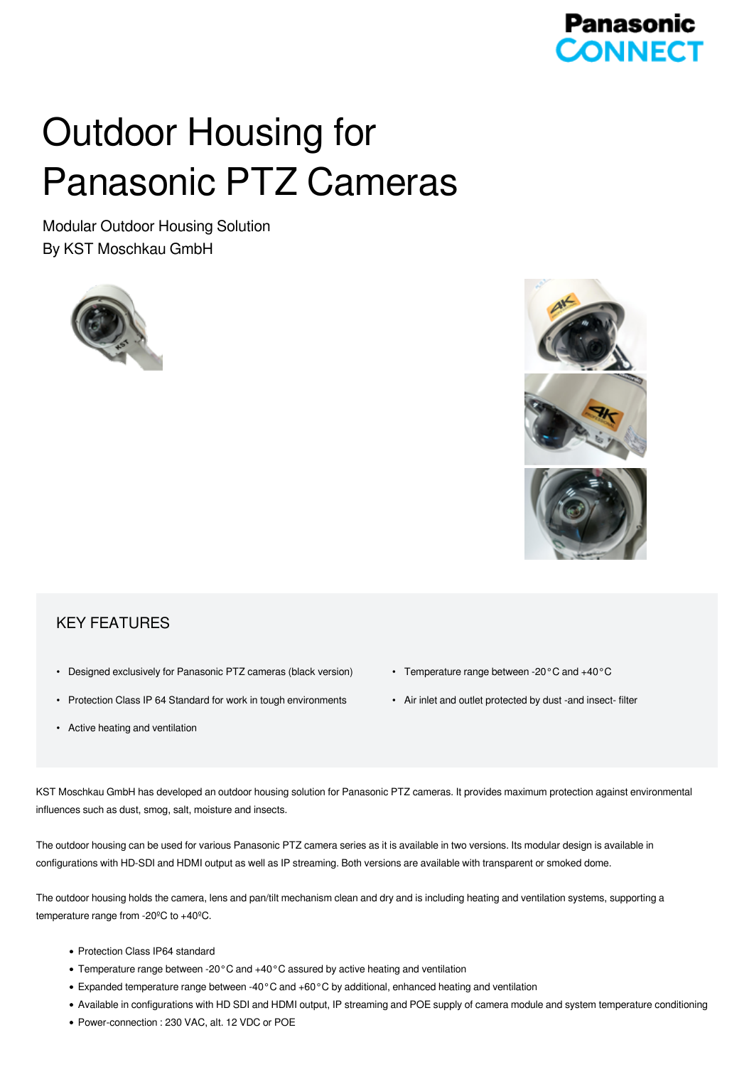# Outdoor Housing for Panasonic PTZ Cameras

Modular Outdoor Housing Solution
By KST Moschkau GmbH

## KEY FEATURES

- Designed exclusively for Panasonic PTZ cameras (black version)
- Protection Class IP 64 Standard for work in tough environments
- Active heating and ventilation
- Temperature range between -20°C and +40°C
- Air inlet and outlet protected by dust -and insect- filter

KST Moschkau GmbH has developed an outdoor housing solution for Panasonic PTZ cameras. It provides maximum protection against environmental influences such as dust, smog, salt, moisture and insects.

The outdoor housing can be used for various Panasonic PTZ camera series as it is available in two versions. Its modular design is available in configurations with HD-SDI and HDMI output as well as IP streaming. Both versions are available with transparent or smoked dome.

The outdoor housing holds the camera, lens and pan/tilt mechanism clean and dry and is including heating and ventilation systems, supporting a temperature range from -20ºC to +40ºC.

- Protection Class IP64 standard
- Temperature range between -20°C and +40°C assured by active heating and ventilation
- Expanded temperature range between -40°C and +60°C by additional, enhanced heating and ventilation
- Available in configurations with HD SDI and HDMI output, IP streaming and POE supply of camera module and system temperature conditioning
- Power-connection : 230 VAC, alt. 12 VDC or POE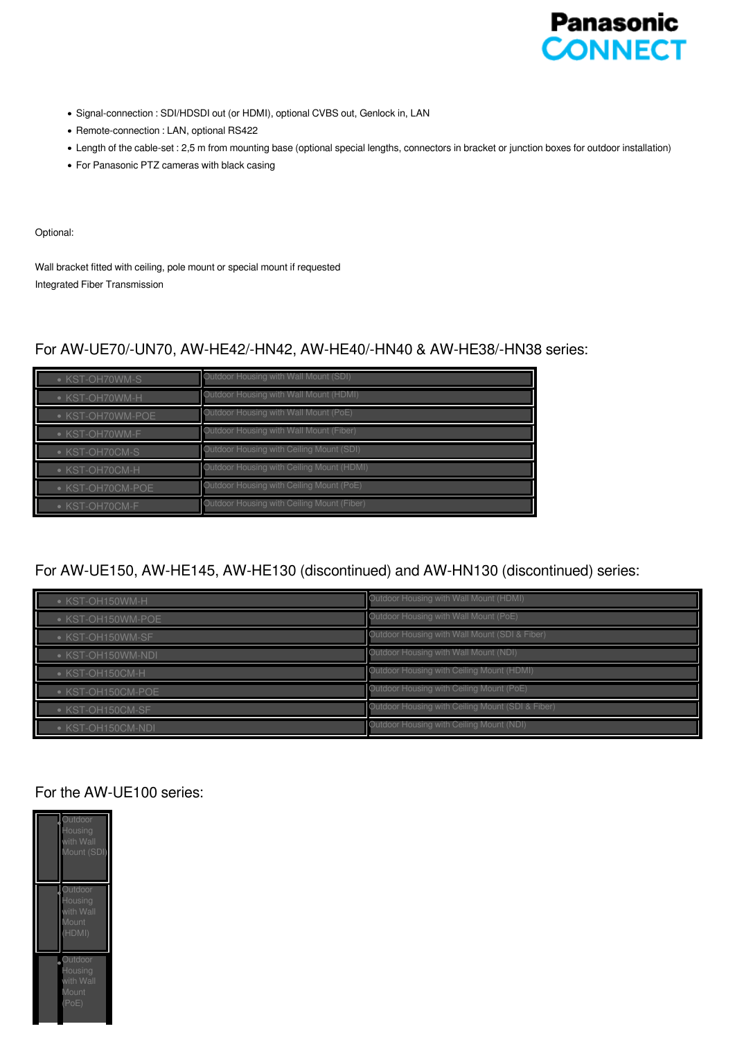- Signal-connection : SDI/HDSDI out (or HDMI), optional CVBS out, Genlock in, LAN
- Remote-connection : LAN, optional RS422
- Length of the cable-set : 2,5 m from mounting base (optional special lengths, connectors in bracket or junction boxes for outdoor installation)
- For Panasonic PTZ cameras with black casing

Optional:

Wall bracket fitted with ceiling, pole mount or special mount if requested
Integrated Fiber Transmission

## For AW-UE70/-UN70, AW-HE42/-HN42, AW-HE40/-HN40 & AW-HE38/-HN38 series:

| | |
|---|---|
| • KST-OH70WM-S | Outdoor Housing with Wall Mount (SDI) |
| • KST-OH70WM-H | Outdoor Housing with Wall Mount (HDMI) |
| • KST-OH70WM-POE | Outdoor Housing with Wall Mount (PoE) |
| • KST-OH70WM-F | Outdoor Housing with Wall Mount (Fiber) |
| • KST-OH70CM-S | Outdoor Housing with Ceiling Mount (SDI) |
| • KST-OH70CM-H | Outdoor Housing with Ceiling Mount (HDMI) |
| • KST-OH70CM-POE | Outdoor Housing with Ceiling Mount (PoE) |
| • KST-OH70CM-F | Outdoor Housing with Ceiling Mount (Fiber) |

## For AW-UE150, AW-HE145, AW-HE130 (discontinued) and AW-HN130 (discontinued) series:

| | |
|---|---|
| • KST-OH150WM-H | Outdoor Housing with Wall Mount (HDMI) |
| • KST-OH150WM-POE | Outdoor Housing with Wall Mount (PoE) |
| • KST-OH150WM-SF | Outdoor Housing with Wall Mount (SDI & Fiber) |
| • KST-OH150WM-NDI | Outdoor Housing with Wall Mount (NDI) |
| • KST-OH150CM-H | Outdoor Housing with Ceiling Mount (HDMI) |
| • KST-OH150CM-POE | Outdoor Housing with Ceiling Mount (PoE) |
| • KST-OH150CM-SF | Outdoor Housing with Ceiling Mount (SDI & Fiber) |
| • KST-OH150CM-NDI | Outdoor Housing with Ceiling Mount (NDI) |

## For the AW-UE100 series:

| | |
|---|---|
| • | Outdoor Housing with Wall Mount (SDI) |
| • | Outdoor Housing with Wall Mount (HDMI) |
| • | Outdoor Housing with Wall Mount (PoE) |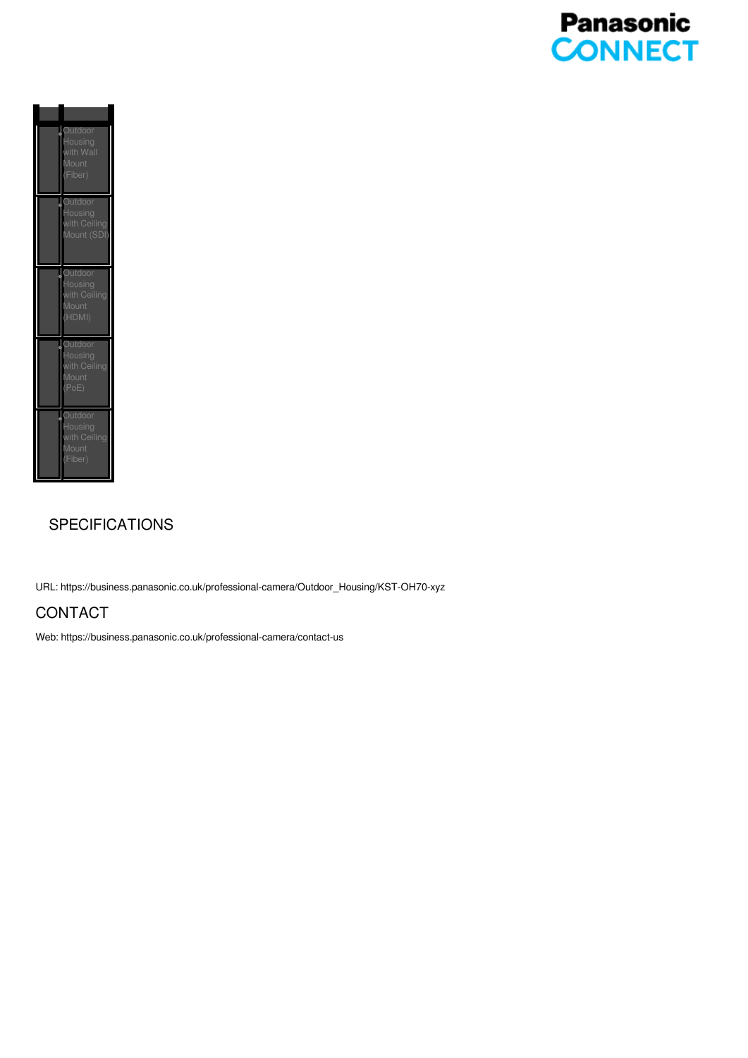| | |
|---|---|
| • | Outdoor Housing with Wall Mount (Fiber) |
| • | Outdoor Housing with Ceiling Mount (SDI) |
| • | Outdoor Housing with Ceiling Mount (HDMI) |
| • | Outdoor Housing with Ceiling Mount (PoE) |
| • | Outdoor Housing with Ceiling Mount (Fiber) |

## SPECIFICATIONS

URL: https://business.panasonic.co.uk/professional-camera/Outdoor_Housing/KST-OH70-xyz

## CONTACT

Web: https://business.panasonic.co.uk/professional-camera/contact-us